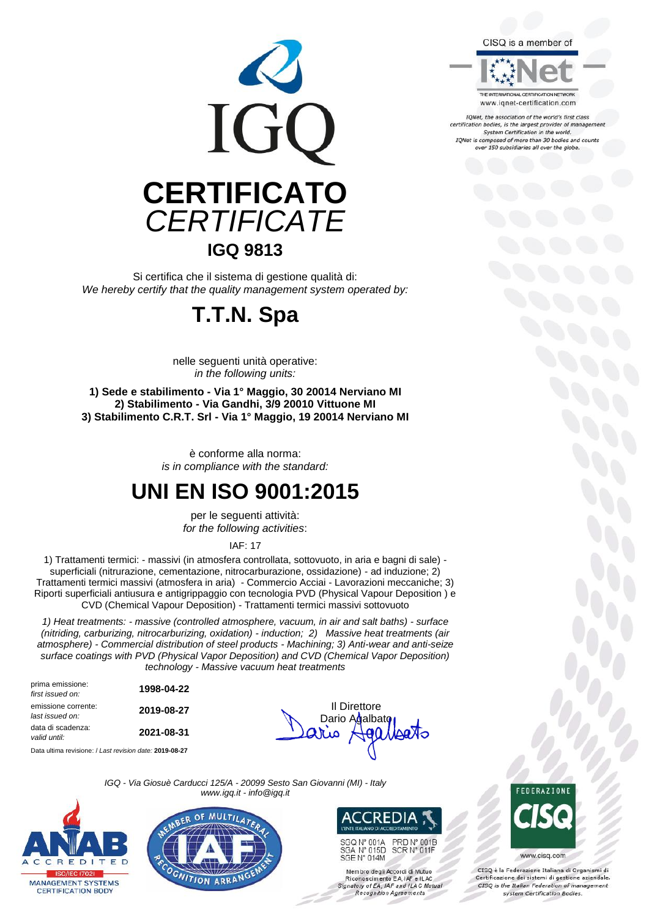IGQ

# CERTIFICATO
# *CERTIFICATE*

## IGQ 9813

Si certifica che il sistema di gestione qualità di:
*We hereby certify that the quality management system operated by:*

# T.T.N. Spa

nelle seguenti unità operative:
*in the following units:*

**1) Sede e stabilimento - Via 1° Maggio, 30 20014 Nerviano MI**
**2) Stabilimento - Via Gandhi, 3/9 20010 Vittuone MI**
**3) Stabilimento C.R.T. Srl - Via 1° Maggio, 19 20014 Nerviano MI**

è conforme alla norma:
*is in compliance with the standard:*

# UNI EN ISO 9001:2015

per le seguenti attività:
*for the following activities*:

IAF: 17

1) Trattamenti termici: - massivi (in atmosfera controllata, sottovuoto, in aria e bagni di sale) - superficiali (nitrurazione, cementazione, nitrocarburazione, ossidazione) - ad induzione; 2) Trattamenti termici massivi (atmosfera in aria) - Commercio Acciai - Lavorazioni meccaniche; 3) Riporti superficiali antiusura e antigrippaggio con tecnologia PVD (Physical Vapour Deposition ) e CVD (Chemical Vapour Deposition) - Trattamenti termici massivi sottovuoto

*1) Heat treatments: - massive (controlled atmosphere, vacuum, in air and salt baths) - surface (nitriding, carburizing, nitrocarburizing, oxidation) - induction; 2) Massive heat treatments (air atmosphere) - Commercial distribution of steel products - Machining; 3) Anti-wear and anti-seize surface coatings with PVD (Physical Vapor Deposition) and CVD (Chemical Vapor Deposition) technology - Massive vacuum heat treatments*

| | |
|---|---|
| prima emissione: *first issued on:* | **1998-04-22** |
| emissione corrente: *last issued on:* | **2019-08-27** |
| data di scadenza: *valid until:* | **2021-08-31** |

Data ultima revisione: / *Last revision date:* **2019-08-27**

Il Direttore
Dario Agalbato

*IGQ - Via Giosuè Carducci 125/A - 20099 Sesto San Giovanni (MI) - Italy*
*www.igq.it - info@igq.it*

CISQ is a member of IQNet
THE INTERNATIONAL CERTIFICATION NETWORK
www.iqnet-certification.com

*IQNet, the association of the world's first class certification bodies, is the largest provider of management System Certification in the world. IQNet is composed of more than 30 bodies and counts over 150 subsidiaries all over the globe.*

ANAB ACCREDITED
ISO/IEC 17021
MANAGEMENT SYSTEMS CERTIFICATION BODY

MEMBER OF MULTILATERAL RECOGNITION ARRANGEMENT IAF

ACCREDIA
L'ENTE ITALIANO DI ACCREDITAMENTO
SGQ N° 001A PRD N° 001B
SGA N° 015D SCR N° 011F
SGE N° 014M

Membro degli Accordi di Mutuo Riconoscimento EA, IAF e ILAC
*Signatory of EA, IAF and ILAC Mutual Recognition Agreements*

FEDERAZIONE CISQ
www.cisq.com

CISQ è la Federazione Italiana di Organismi di Certificazione dei sistemi di gestione aziendale.
*CISQ is the Italian Federation of management system Certification Bodies.*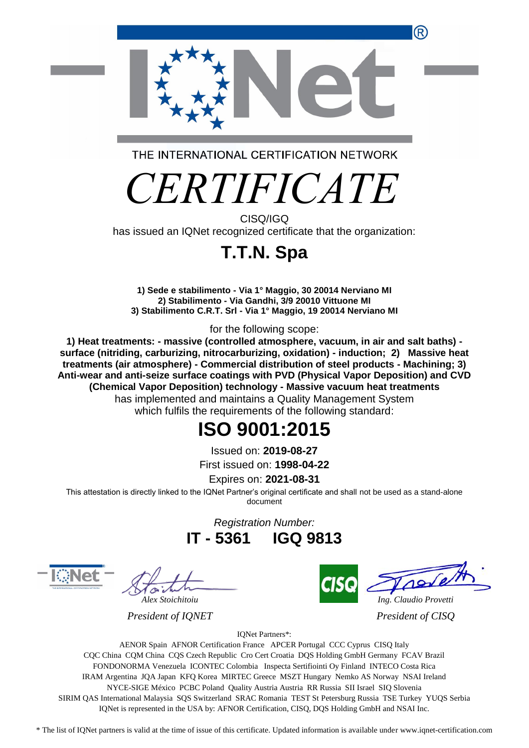THE INTERNATIONAL CERTIFICATION NETWORK

# *CERTIFICATE*

CISQ/IGQ

has issued an IQNet recognized certificate that the organization:

## T.T.N. Spa

**1) Sede e stabilimento - Via 1° Maggio, 30 20014 Nerviano MI**
**2) Stabilimento - Via Gandhi, 3/9 20010 Vittuone MI**
**3) Stabilimento C.R.T. Srl - Via 1° Maggio, 19 20014 Nerviano MI**

for the following scope:

**1) Heat treatments: - massive (controlled atmosphere, vacuum, in air and salt baths) - surface (nitriding, carburizing, nitrocarburizing, oxidation) - induction; 2) Massive heat treatments (air atmosphere) - Commercial distribution of steel products - Machining; 3) Anti-wear and anti-seize surface coatings with PVD (Physical Vapor Deposition) and CVD (Chemical Vapor Deposition) technology - Massive vacuum heat treatments**

has implemented and maintains a Quality Management System which fulfils the requirements of the following standard:

## ISO 9001:2015

Issued on: **2019-08-27**

First issued on: **1998-04-22**

Expires on: **2021-08-31**

This attestation is directly linked to the IQNet Partner's original certificate and shall not be used as a stand-alone document

*Registration Number:*

**IT - 5361 IGQ 9813**

*Alex Stoichitoiu*

*President of IQNET*

*Ing. Claudio Provetti*

*President of CISQ*

IQNet Partners*:

AENOR Spain AFNOR Certification France APCER Portugal CCC Cyprus CISQ Italy CQC China CQM China CQS Czech Republic Cro Cert Croatia DQS Holding GmbH Germany FCAV Brazil FONDONORMA Venezuela ICONTEC Colombia Inspecta Sertifiointi Oy Finland INTECO Costa Rica IRAM Argentina JQA Japan KFQ Korea MIRTEC Greece MSZT Hungary Nemko AS Norway NSAI Ireland NYCE-SIGE México PCBC Poland Quality Austria Austria RR Russia SII Israel SIQ Slovenia SIRIM QAS International Malaysia SQS Switzerland SRAC Romania TEST St Petersburg Russia TSE Turkey YUQS Serbia IQNet is represented in the USA by: AFNOR Certification, CISQ, DQS Holding GmbH and NSAI Inc.

* The list of IQNet partners is valid at the time of issue of this certificate. Updated information is available under www.iqnet-certification.com